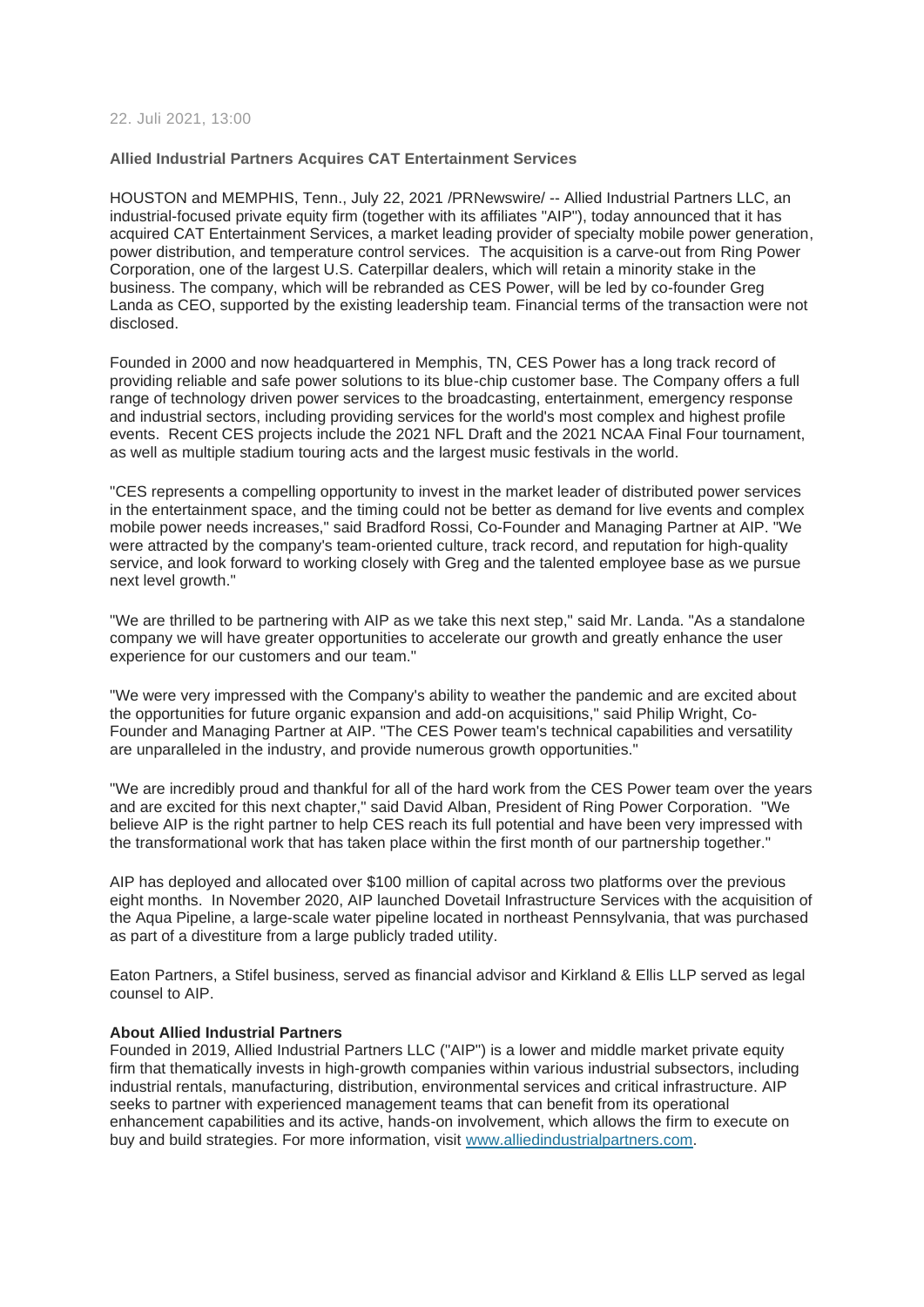22. Juli 2021, 13:00

**Allied Industrial Partners Acquires CAT Entertainment Services**

HOUSTON and MEMPHIS, Tenn., July 22, 2021 /PRNewswire/ -- Allied Industrial Partners LLC, an industrial-focused private equity firm (together with its affiliates "AIP"), today announced that it has acquired CAT Entertainment Services, a market leading provider of specialty mobile power generation, power distribution, and temperature control services. The acquisition is a carve-out from Ring Power Corporation, one of the largest U.S. Caterpillar dealers, which will retain a minority stake in the business. The company, which will be rebranded as CES Power, will be led by co-founder Greg Landa as CEO, supported by the existing leadership team. Financial terms of the transaction were not disclosed.

Founded in 2000 and now headquartered in Memphis, TN, CES Power has a long track record of providing reliable and safe power solutions to its blue-chip customer base. The Company offers a full range of technology driven power services to the broadcasting, entertainment, emergency response and industrial sectors, including providing services for the world's most complex and highest profile events. Recent CES projects include the 2021 NFL Draft and the 2021 NCAA Final Four tournament, as well as multiple stadium touring acts and the largest music festivals in the world.

"CES represents a compelling opportunity to invest in the market leader of distributed power services in the entertainment space, and the timing could not be better as demand for live events and complex mobile power needs increases," said Bradford Rossi, Co-Founder and Managing Partner at AIP. "We were attracted by the company's team-oriented culture, track record, and reputation for high-quality service, and look forward to working closely with Greg and the talented employee base as we pursue next level growth."

"We are thrilled to be partnering with AIP as we take this next step," said Mr. Landa. "As a standalone company we will have greater opportunities to accelerate our growth and greatly enhance the user experience for our customers and our team."

"We were very impressed with the Company's ability to weather the pandemic and are excited about the opportunities for future organic expansion and add-on acquisitions," said Philip Wright, Co-Founder and Managing Partner at AIP. "The CES Power team's technical capabilities and versatility are unparalleled in the industry, and provide numerous growth opportunities."

"We are incredibly proud and thankful for all of the hard work from the CES Power team over the years and are excited for this next chapter," said David Alban, President of Ring Power Corporation. "We believe AIP is the right partner to help CES reach its full potential and have been very impressed with the transformational work that has taken place within the first month of our partnership together."

AIP has deployed and allocated over $100 million of capital across two platforms over the previous eight months. In November 2020, AIP launched Dovetail Infrastructure Services with the acquisition of the Aqua Pipeline, a large-scale water pipeline located in northeast Pennsylvania, that was purchased as part of a divestiture from a large publicly traded utility.

Eaton Partners, a Stifel business, served as financial advisor and Kirkland & Ellis LLP served as legal counsel to AIP.

**About Allied Industrial Partners**

Founded in 2019, Allied Industrial Partners LLC ("AIP") is a lower and middle market private equity firm that thematically invests in high-growth companies within various industrial subsectors, including industrial rentals, manufacturing, distribution, environmental services and critical infrastructure. AIP seeks to partner with experienced management teams that can benefit from its operational enhancement capabilities and its active, hands-on involvement, which allows the firm to execute on buy and build strategies. For more information, visit [www.alliedindustrialpartners.com](www.alliedindustrialpartners.com).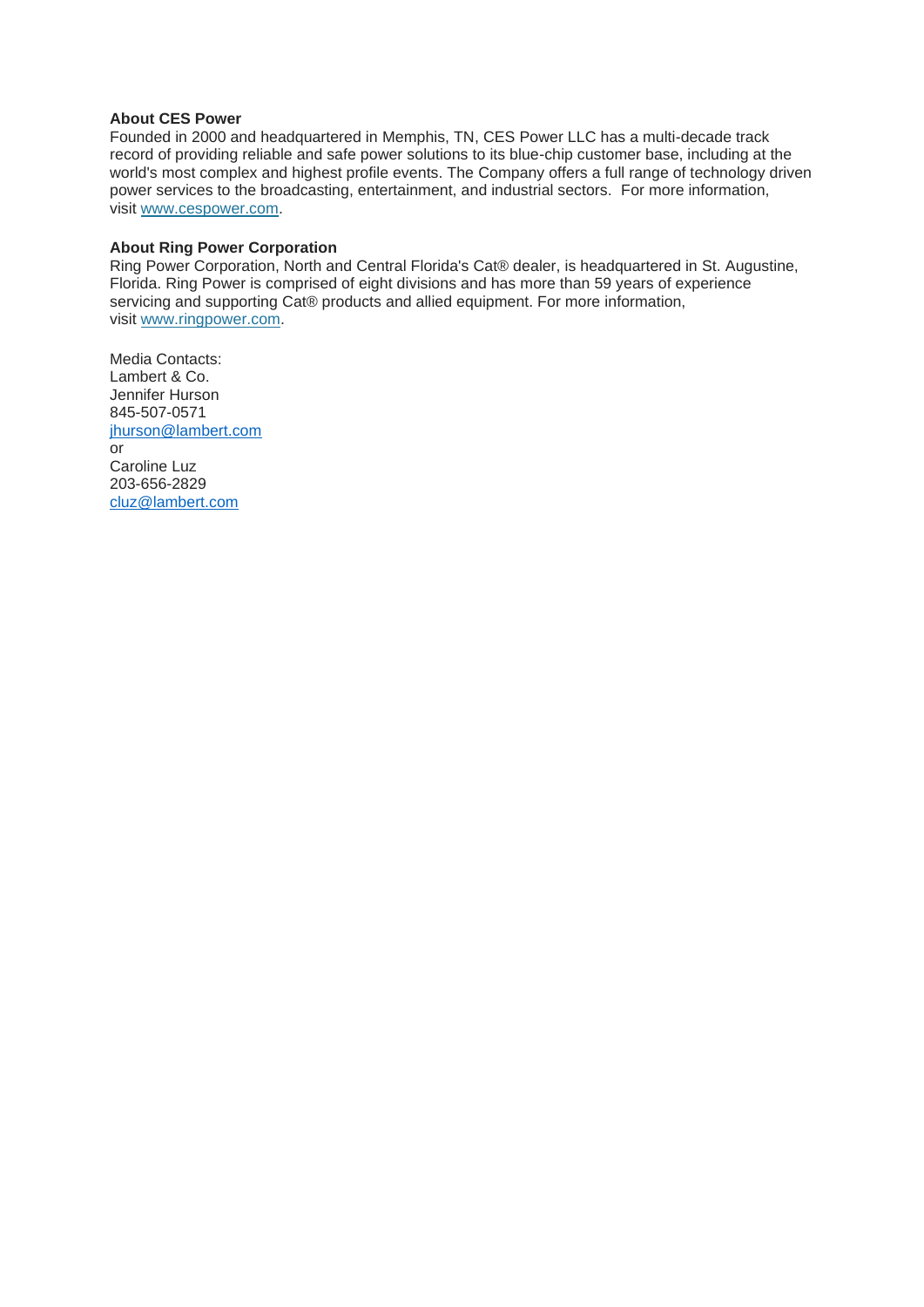**About CES Power**

Founded in 2000 and headquartered in Memphis, TN, CES Power LLC has a multi-decade track record of providing reliable and safe power solutions to its blue-chip customer base, including at the world's most complex and highest profile events. The Company offers a full range of technology driven power services to the broadcasting, entertainment, and industrial sectors. For more information, visit www.cespower.com.

**About Ring Power Corporation**

Ring Power Corporation, North and Central Florida's Cat® dealer, is headquartered in St. Augustine, Florida. Ring Power is comprised of eight divisions and has more than 59 years of experience servicing and supporting Cat® products and allied equipment. For more information, visit www.ringpower.com.

Media Contacts:
Lambert & Co.
Jennifer Hurson
845-507-0571
jhurson@lambert.com
or
Caroline Luz
203-656-2829
cluz@lambert.com